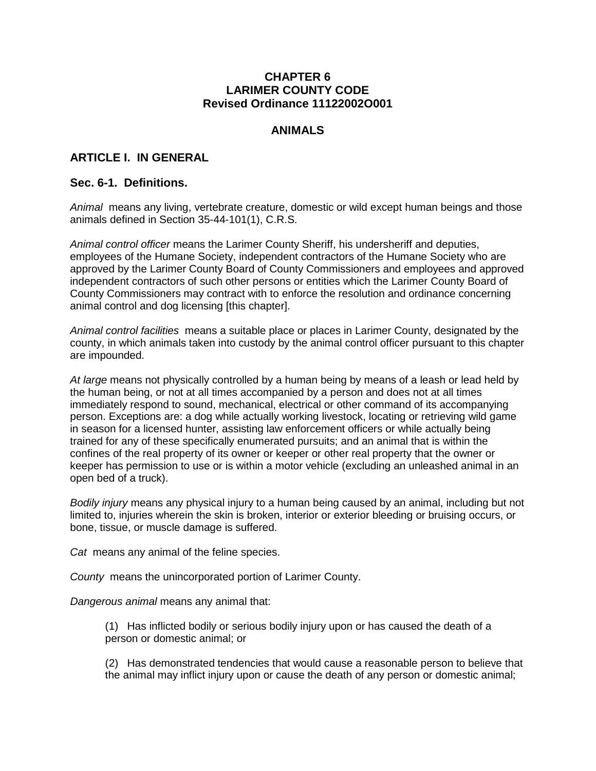# CHAPTER 6
# LARIMER COUNTY CODE
# Revised Ordinance 11122002O001

## ANIMALS

## ARTICLE I. IN GENERAL

### Sec. 6-1. Definitions.

*Animal* means any living, vertebrate creature, domestic or wild except human beings and those animals defined in Section 35-44-101(1), C.R.S.

*Animal control officer* means the Larimer County Sheriff, his undersheriff and deputies, employees of the Humane Society, independent contractors of the Humane Society who are approved by the Larimer County Board of County Commissioners and employees and approved independent contractors of such other persons or entities which the Larimer County Board of County Commissioners may contract with to enforce the resolution and ordinance concerning animal control and dog licensing [this chapter].

*Animal control facilities* means a suitable place or places in Larimer County, designated by the county, in which animals taken into custody by the animal control officer pursuant to this chapter are impounded.

*At large* means not physically controlled by a human being by means of a leash or lead held by the human being, or not at all times accompanied by a person and does not at all times immediately respond to sound, mechanical, electrical or other command of its accompanying person. Exceptions are: a dog while actually working livestock, locating or retrieving wild game in season for a licensed hunter, assisting law enforcement officers or while actually being trained for any of these specifically enumerated pursuits; and an animal that is within the confines of the real property of its owner or keeper or other real property that the owner or keeper has permission to use or is within a motor vehicle (excluding an unleashed animal in an open bed of a truck).

*Bodily injury* means any physical injury to a human being caused by an animal, including but not limited to, injuries wherein the skin is broken, interior or exterior bleeding or bruising occurs, or bone, tissue, or muscle damage is suffered.

*Cat* means any animal of the feline species.

*County* means the unincorporated portion of Larimer County.

*Dangerous animal* means any animal that:

(1) Has inflicted bodily or serious bodily injury upon or has caused the death of a person or domestic animal; or

(2) Has demonstrated tendencies that would cause a reasonable person to believe that the animal may inflict injury upon or cause the death of any person or domestic animal;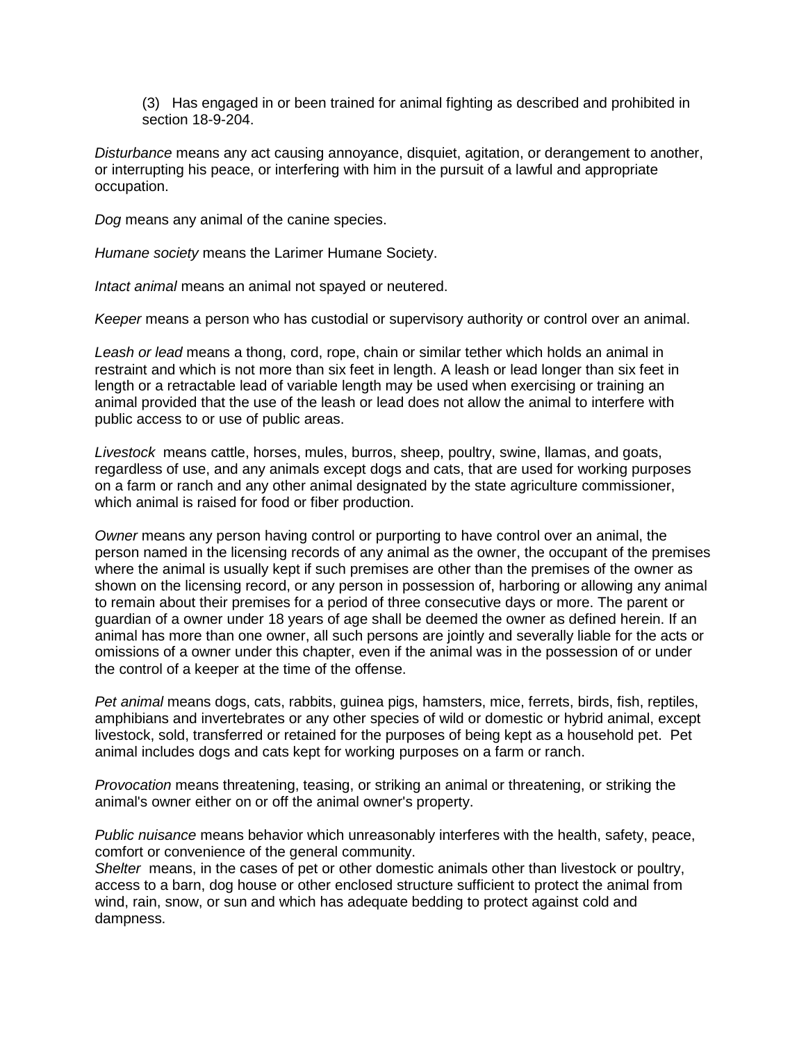(3) Has engaged in or been trained for animal fighting as described and prohibited in section 18-9-204.

*Disturbance* means any act causing annoyance, disquiet, agitation, or derangement to another, or interrupting his peace, or interfering with him in the pursuit of a lawful and appropriate occupation.

*Dog* means any animal of the canine species.

*Humane society* means the Larimer Humane Society.

*Intact animal* means an animal not spayed or neutered.

*Keeper* means a person who has custodial or supervisory authority or control over an animal.

*Leash or lead* means a thong, cord, rope, chain or similar tether which holds an animal in restraint and which is not more than six feet in length. A leash or lead longer than six feet in length or a retractable lead of variable length may be used when exercising or training an animal provided that the use of the leash or lead does not allow the animal to interfere with public access to or use of public areas.

*Livestock* means cattle, horses, mules, burros, sheep, poultry, swine, llamas, and goats, regardless of use, and any animals except dogs and cats, that are used for working purposes on a farm or ranch and any other animal designated by the state agriculture commissioner, which animal is raised for food or fiber production.

*Owner* means any person having control or purporting to have control over an animal, the person named in the licensing records of any animal as the owner, the occupant of the premises where the animal is usually kept if such premises are other than the premises of the owner as shown on the licensing record, or any person in possession of, harboring or allowing any animal to remain about their premises for a period of three consecutive days or more. The parent or guardian of a owner under 18 years of age shall be deemed the owner as defined herein. If an animal has more than one owner, all such persons are jointly and severally liable for the acts or omissions of a owner under this chapter, even if the animal was in the possession of or under the control of a keeper at the time of the offense.

*Pet animal* means dogs, cats, rabbits, guinea pigs, hamsters, mice, ferrets, birds, fish, reptiles, amphibians and invertebrates or any other species of wild or domestic or hybrid animal, except livestock, sold, transferred or retained for the purposes of being kept as a household pet. Pet animal includes dogs and cats kept for working purposes on a farm or ranch.

*Provocation* means threatening, teasing, or striking an animal or threatening, or striking the animal's owner either on or off the animal owner's property.

*Public nuisance* means behavior which unreasonably interferes with the health, safety, peace, comfort or convenience of the general community.

*Shelter* means, in the cases of pet or other domestic animals other than livestock or poultry, access to a barn, dog house or other enclosed structure sufficient to protect the animal from wind, rain, snow, or sun and which has adequate bedding to protect against cold and dampness.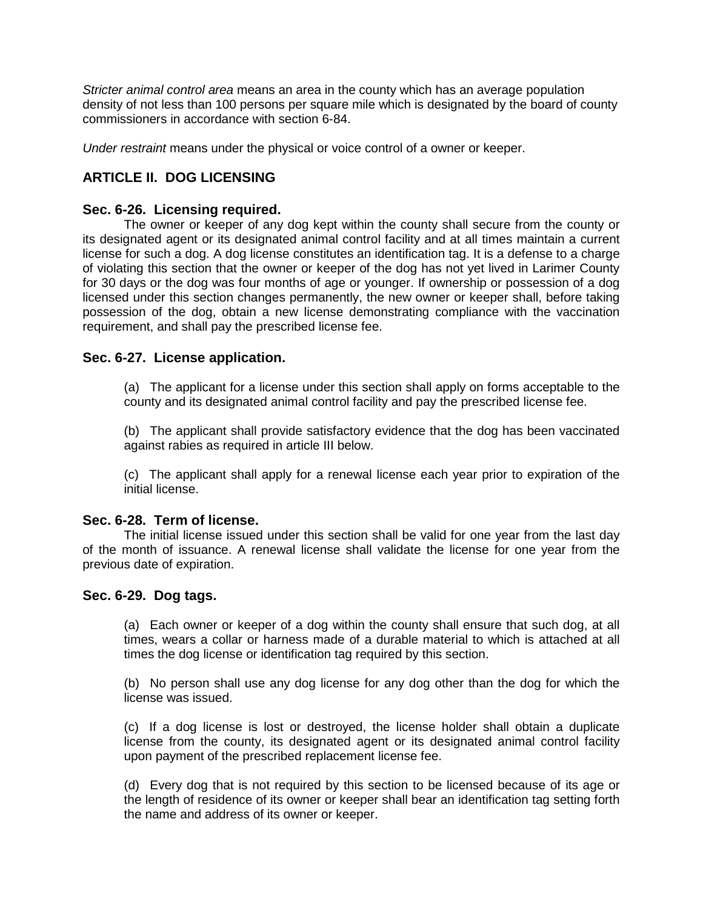*Stricter animal control area* means an area in the county which has an average population density of not less than 100 persons per square mile which is designated by the board of county commissioners in accordance with section 6-84.

*Under restraint* means under the physical or voice control of a owner or keeper.

## ARTICLE II. DOG LICENSING

### Sec. 6-26. Licensing required.

The owner or keeper of any dog kept within the county shall secure from the county or its designated agent or its designated animal control facility and at all times maintain a current license for such a dog. A dog license constitutes an identification tag. It is a defense to a charge of violating this section that the owner or keeper of the dog has not yet lived in Larimer County for 30 days or the dog was four months of age or younger. If ownership or possession of a dog licensed under this section changes permanently, the new owner or keeper shall, before taking possession of the dog, obtain a new license demonstrating compliance with the vaccination requirement, and shall pay the prescribed license fee.

### Sec. 6-27. License application.

(a) The applicant for a license under this section shall apply on forms acceptable to the county and its designated animal control facility and pay the prescribed license fee.

(b) The applicant shall provide satisfactory evidence that the dog has been vaccinated against rabies as required in article III below.

(c) The applicant shall apply for a renewal license each year prior to expiration of the initial license.

### Sec. 6-28. Term of license.

The initial license issued under this section shall be valid for one year from the last day of the month of issuance. A renewal license shall validate the license for one year from the previous date of expiration.

### Sec. 6-29. Dog tags.

(a) Each owner or keeper of a dog within the county shall ensure that such dog, at all times, wears a collar or harness made of a durable material to which is attached at all times the dog license or identification tag required by this section.

(b) No person shall use any dog license for any dog other than the dog for which the license was issued.

(c) If a dog license is lost or destroyed, the license holder shall obtain a duplicate license from the county, its designated agent or its designated animal control facility upon payment of the prescribed replacement license fee.

(d) Every dog that is not required by this section to be licensed because of its age or the length of residence of its owner or keeper shall bear an identification tag setting forth the name and address of its owner or keeper.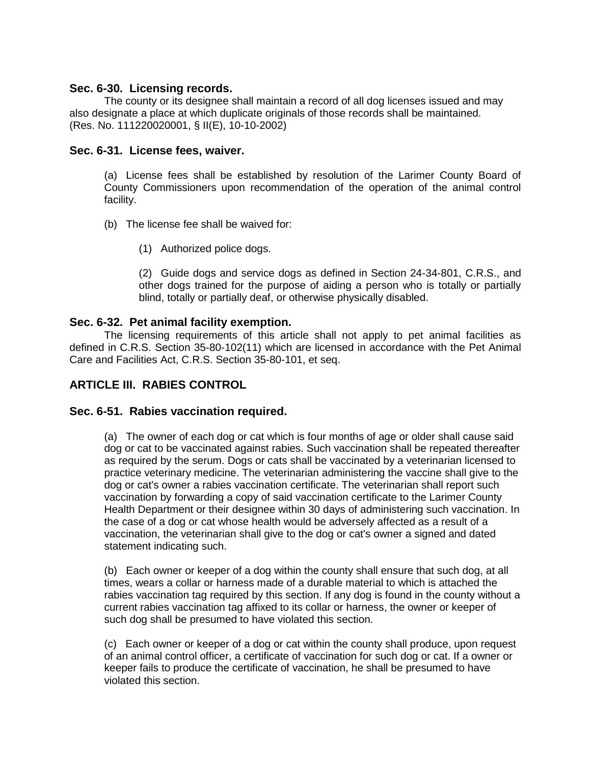### Sec. 6-30. Licensing records.

The county or its designee shall maintain a record of all dog licenses issued and may also designate a place at which duplicate originals of those records shall be maintained.
(Res. No. 111220020001, § II(E), 10-10-2002)

### Sec. 6-31. License fees, waiver.

(a) License fees shall be established by resolution of the Larimer County Board of County Commissioners upon recommendation of the operation of the animal control facility.

(b) The license fee shall be waived for:

(1) Authorized police dogs.

(2) Guide dogs and service dogs as defined in Section 24-34-801, C.R.S., and other dogs trained for the purpose of aiding a person who is totally or partially blind, totally or partially deaf, or otherwise physically disabled.

### Sec. 6-32. Pet animal facility exemption.

The licensing requirements of this article shall not apply to pet animal facilities as defined in C.R.S. Section 35-80-102(11) which are licensed in accordance with the Pet Animal Care and Facilities Act, C.R.S. Section 35-80-101, et seq.

## ARTICLE III. RABIES CONTROL

### Sec. 6-51. Rabies vaccination required.

(a) The owner of each dog or cat which is four months of age or older shall cause said dog or cat to be vaccinated against rabies. Such vaccination shall be repeated thereafter as required by the serum. Dogs or cats shall be vaccinated by a veterinarian licensed to practice veterinary medicine. The veterinarian administering the vaccine shall give to the dog or cat's owner a rabies vaccination certificate. The veterinarian shall report such vaccination by forwarding a copy of said vaccination certificate to the Larimer County Health Department or their designee within 30 days of administering such vaccination. In the case of a dog or cat whose health would be adversely affected as a result of a vaccination, the veterinarian shall give to the dog or cat's owner a signed and dated statement indicating such.

(b) Each owner or keeper of a dog within the county shall ensure that such dog, at all times, wears a collar or harness made of a durable material to which is attached the rabies vaccination tag required by this section. If any dog is found in the county without a current rabies vaccination tag affixed to its collar or harness, the owner or keeper of such dog shall be presumed to have violated this section.

(c) Each owner or keeper of a dog or cat within the county shall produce, upon request of an animal control officer, a certificate of vaccination for such dog or cat. If a owner or keeper fails to produce the certificate of vaccination, he shall be presumed to have violated this section.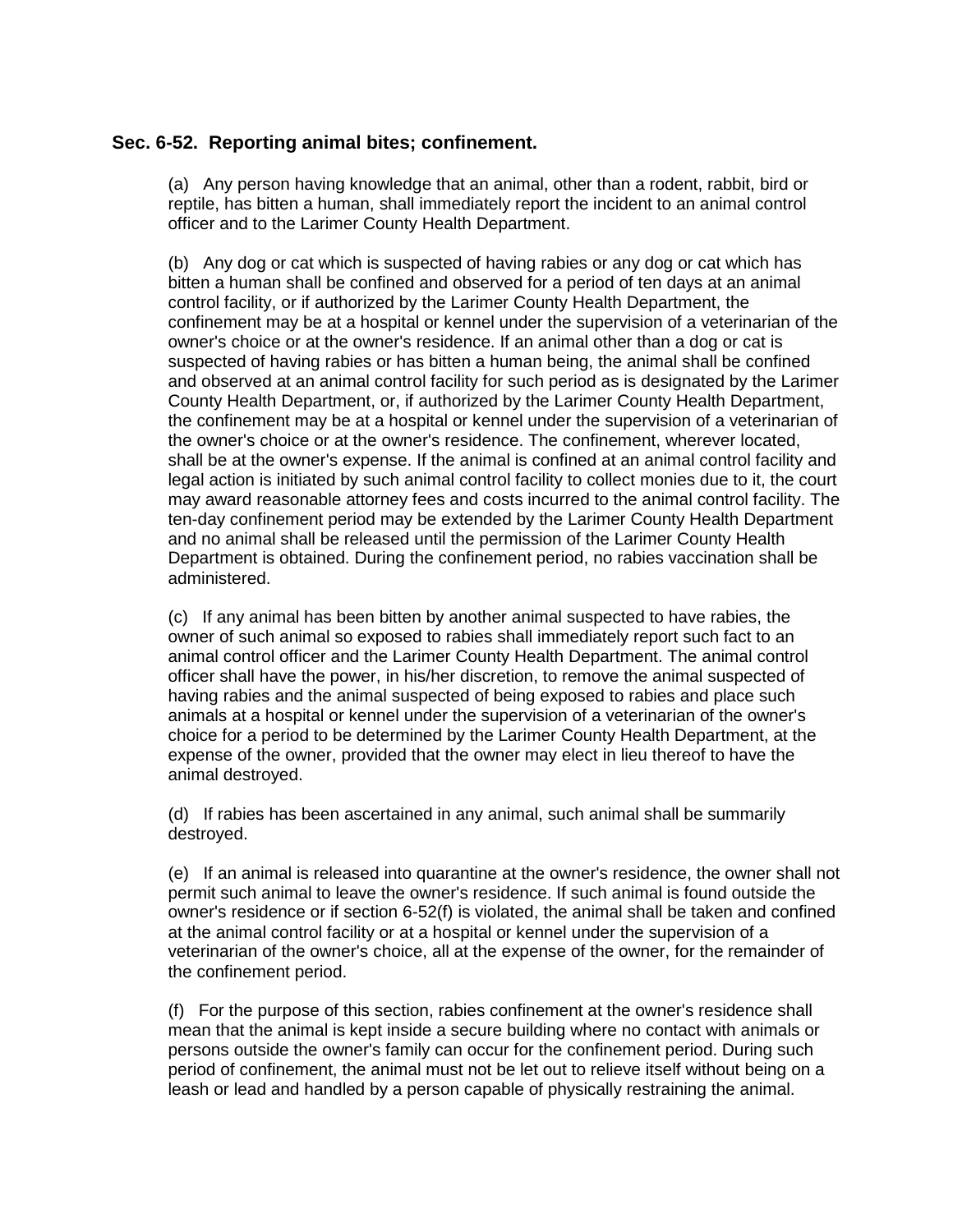## Sec. 6-52. Reporting animal bites; confinement.

(a) Any person having knowledge that an animal, other than a rodent, rabbit, bird or reptile, has bitten a human, shall immediately report the incident to an animal control officer and to the Larimer County Health Department.

(b) Any dog or cat which is suspected of having rabies or any dog or cat which has bitten a human shall be confined and observed for a period of ten days at an animal control facility, or if authorized by the Larimer County Health Department, the confinement may be at a hospital or kennel under the supervision of a veterinarian of the owner's choice or at the owner's residence. If an animal other than a dog or cat is suspected of having rabies or has bitten a human being, the animal shall be confined and observed at an animal control facility for such period as is designated by the Larimer County Health Department, or, if authorized by the Larimer County Health Department, the confinement may be at a hospital or kennel under the supervision of a veterinarian of the owner's choice or at the owner's residence. The confinement, wherever located, shall be at the owner's expense. If the animal is confined at an animal control facility and legal action is initiated by such animal control facility to collect monies due to it, the court may award reasonable attorney fees and costs incurred to the animal control facility. The ten-day confinement period may be extended by the Larimer County Health Department and no animal shall be released until the permission of the Larimer County Health Department is obtained. During the confinement period, no rabies vaccination shall be administered.

(c) If any animal has been bitten by another animal suspected to have rabies, the owner of such animal so exposed to rabies shall immediately report such fact to an animal control officer and the Larimer County Health Department. The animal control officer shall have the power, in his/her discretion, to remove the animal suspected of having rabies and the animal suspected of being exposed to rabies and place such animals at a hospital or kennel under the supervision of a veterinarian of the owner's choice for a period to be determined by the Larimer County Health Department, at the expense of the owner, provided that the owner may elect in lieu thereof to have the animal destroyed.

(d) If rabies has been ascertained in any animal, such animal shall be summarily destroyed.

(e) If an animal is released into quarantine at the owner's residence, the owner shall not permit such animal to leave the owner's residence. If such animal is found outside the owner's residence or if section 6-52(f) is violated, the animal shall be taken and confined at the animal control facility or at a hospital or kennel under the supervision of a veterinarian of the owner's choice, all at the expense of the owner, for the remainder of the confinement period.

(f) For the purpose of this section, rabies confinement at the owner's residence shall mean that the animal is kept inside a secure building where no contact with animals or persons outside the owner's family can occur for the confinement period. During such period of confinement, the animal must not be let out to relieve itself without being on a leash or lead and handled by a person capable of physically restraining the animal.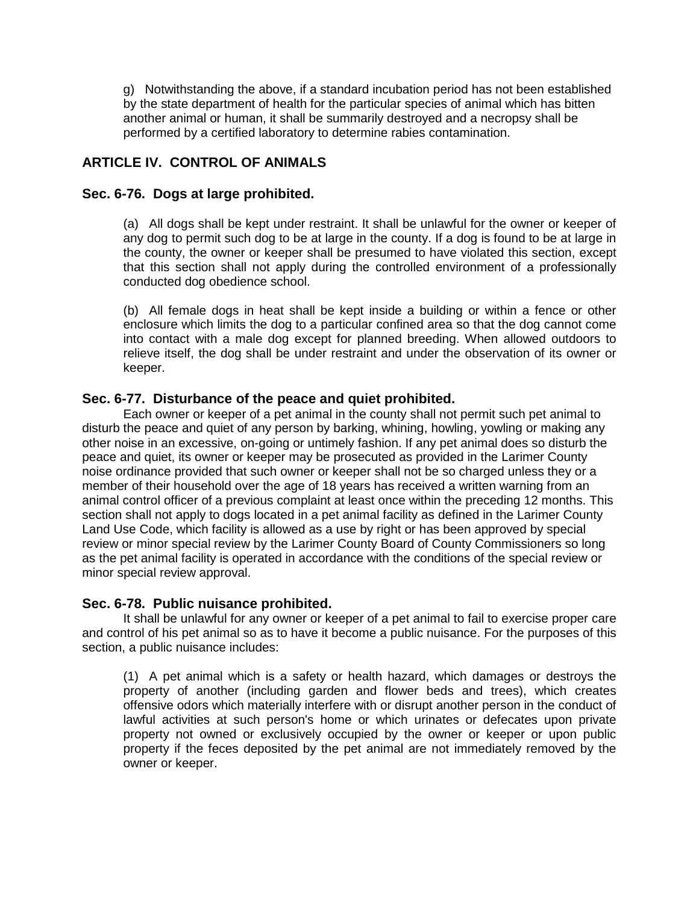g) Notwithstanding the above, if a standard incubation period has not been established by the state department of health for the particular species of animal which has bitten another animal or human, it shall be summarily destroyed and a necropsy shall be performed by a certified laboratory to determine rabies contamination.

## ARTICLE IV. CONTROL OF ANIMALS

### Sec. 6-76. Dogs at large prohibited.

(a) All dogs shall be kept under restraint. It shall be unlawful for the owner or keeper of any dog to permit such dog to be at large in the county. If a dog is found to be at large in the county, the owner or keeper shall be presumed to have violated this section, except that this section shall not apply during the controlled environment of a professionally conducted dog obedience school.

(b) All female dogs in heat shall be kept inside a building or within a fence or other enclosure which limits the dog to a particular confined area so that the dog cannot come into contact with a male dog except for planned breeding. When allowed outdoors to relieve itself, the dog shall be under restraint and under the observation of its owner or keeper.

### Sec. 6-77. Disturbance of the peace and quiet prohibited.

Each owner or keeper of a pet animal in the county shall not permit such pet animal to disturb the peace and quiet of any person by barking, whining, howling, yowling or making any other noise in an excessive, on-going or untimely fashion. If any pet animal does so disturb the peace and quiet, its owner or keeper may be prosecuted as provided in the Larimer County noise ordinance provided that such owner or keeper shall not be so charged unless they or a member of their household over the age of 18 years has received a written warning from an animal control officer of a previous complaint at least once within the preceding 12 months. This section shall not apply to dogs located in a pet animal facility as defined in the Larimer County Land Use Code, which facility is allowed as a use by right or has been approved by special review or minor special review by the Larimer County Board of County Commissioners so long as the pet animal facility is operated in accordance with the conditions of the special review or minor special review approval.

### Sec. 6-78. Public nuisance prohibited.

It shall be unlawful for any owner or keeper of a pet animal to fail to exercise proper care and control of his pet animal so as to have it become a public nuisance. For the purposes of this section, a public nuisance includes:

(1) A pet animal which is a safety or health hazard, which damages or destroys the property of another (including garden and flower beds and trees), which creates offensive odors which materially interfere with or disrupt another person in the conduct of lawful activities at such person's home or which urinates or defecates upon private property not owned or exclusively occupied by the owner or keeper or upon public property if the feces deposited by the pet animal are not immediately removed by the owner or keeper.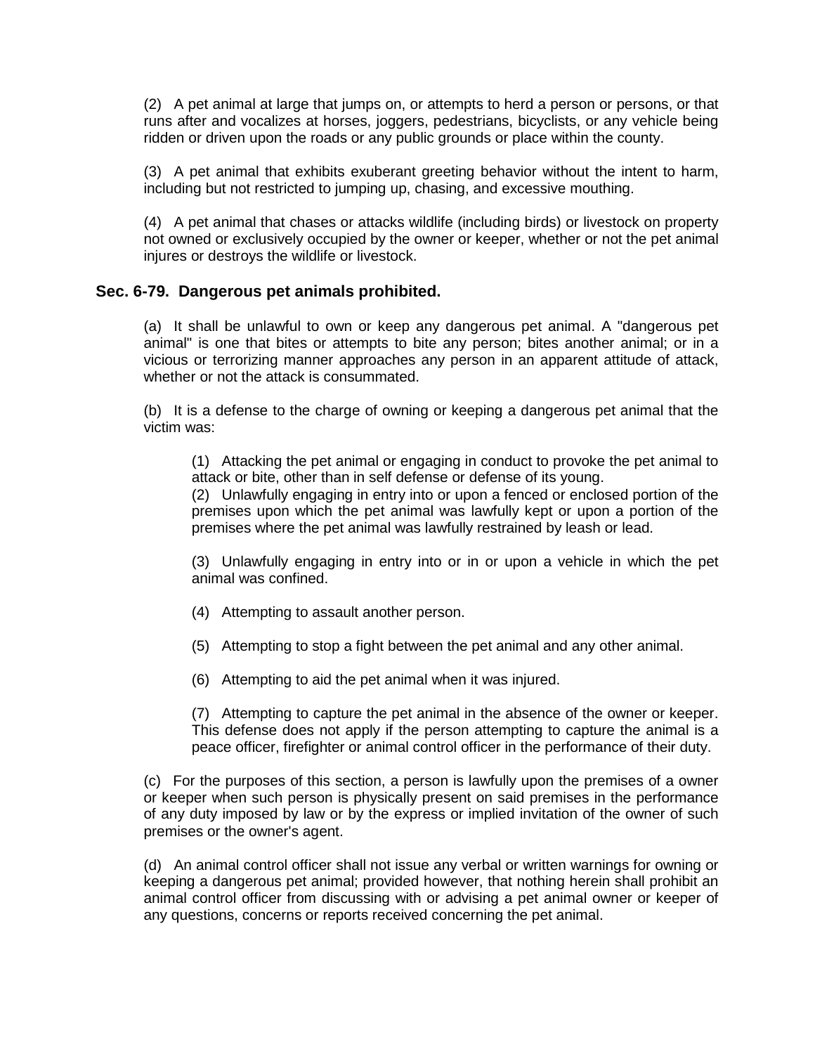(2) A pet animal at large that jumps on, or attempts to herd a person or persons, or that runs after and vocalizes at horses, joggers, pedestrians, bicyclists, or any vehicle being ridden or driven upon the roads or any public grounds or place within the county.

(3) A pet animal that exhibits exuberant greeting behavior without the intent to harm, including but not restricted to jumping up, chasing, and excessive mouthing.

(4) A pet animal that chases or attacks wildlife (including birds) or livestock on property not owned or exclusively occupied by the owner or keeper, whether or not the pet animal injures or destroys the wildlife or livestock.

## Sec. 6-79. Dangerous pet animals prohibited.

(a) It shall be unlawful to own or keep any dangerous pet animal. A "dangerous pet animal" is one that bites or attempts to bite any person; bites another animal; or in a vicious or terrorizing manner approaches any person in an apparent attitude of attack, whether or not the attack is consummated.

(b) It is a defense to the charge of owning or keeping a dangerous pet animal that the victim was:

(1) Attacking the pet animal or engaging in conduct to provoke the pet animal to attack or bite, other than in self defense or defense of its young.
(2) Unlawfully engaging in entry into or upon a fenced or enclosed portion of the premises upon which the pet animal was lawfully kept or upon a portion of the premises where the pet animal was lawfully restrained by leash or lead.

(3) Unlawfully engaging in entry into or in or upon a vehicle in which the pet animal was confined.

(4) Attempting to assault another person.

(5) Attempting to stop a fight between the pet animal and any other animal.

(6) Attempting to aid the pet animal when it was injured.

(7) Attempting to capture the pet animal in the absence of the owner or keeper. This defense does not apply if the person attempting to capture the animal is a peace officer, firefighter or animal control officer in the performance of their duty.

(c) For the purposes of this section, a person is lawfully upon the premises of a owner or keeper when such person is physically present on said premises in the performance of any duty imposed by law or by the express or implied invitation of the owner of such premises or the owner's agent.

(d) An animal control officer shall not issue any verbal or written warnings for owning or keeping a dangerous pet animal; provided however, that nothing herein shall prohibit an animal control officer from discussing with or advising a pet animal owner or keeper of any questions, concerns or reports received concerning the pet animal.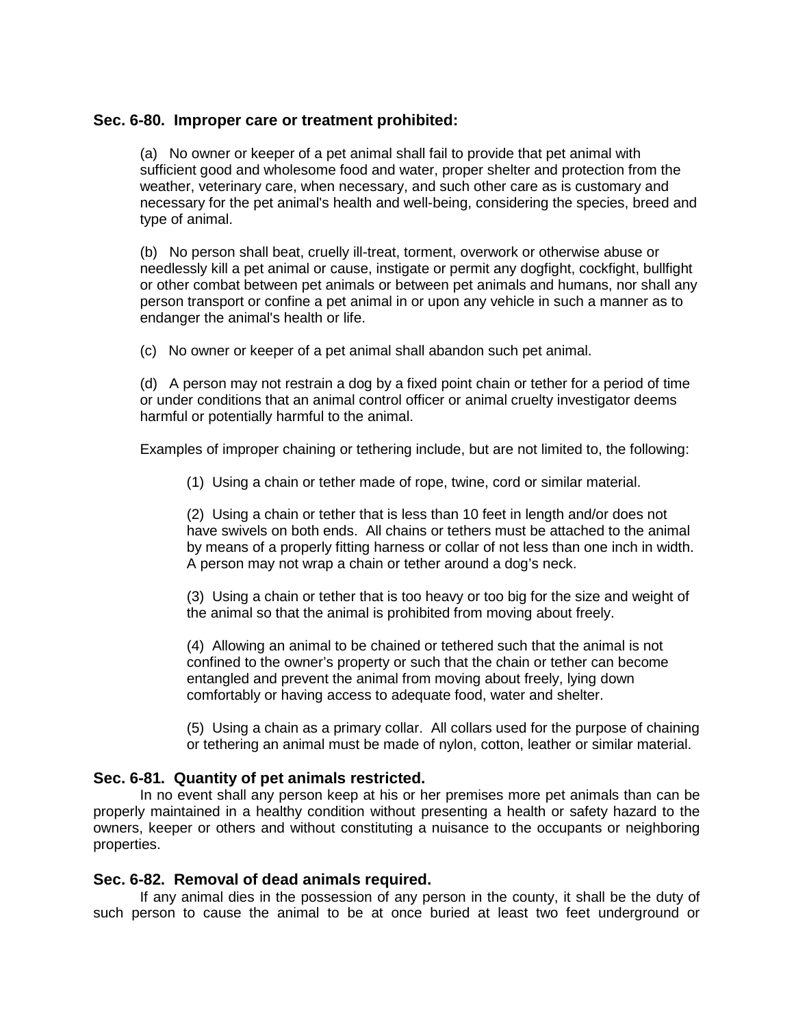### Sec. 6-80. Improper care or treatment prohibited:

(a) No owner or keeper of a pet animal shall fail to provide that pet animal with sufficient good and wholesome food and water, proper shelter and protection from the weather, veterinary care, when necessary, and such other care as is customary and necessary for the pet animal's health and well-being, considering the species, breed and type of animal.

(b) No person shall beat, cruelly ill-treat, torment, overwork or otherwise abuse or needlessly kill a pet animal or cause, instigate or permit any dogfight, cockfight, bullfight or other combat between pet animals or between pet animals and humans, nor shall any person transport or confine a pet animal in or upon any vehicle in such a manner as to endanger the animal's health or life.

(c) No owner or keeper of a pet animal shall abandon such pet animal.

(d) A person may not restrain a dog by a fixed point chain or tether for a period of time or under conditions that an animal control officer or animal cruelty investigator deems harmful or potentially harmful to the animal.

Examples of improper chaining or tethering include, but are not limited to, the following:

(1) Using a chain or tether made of rope, twine, cord or similar material.

(2) Using a chain or tether that is less than 10 feet in length and/or does not have swivels on both ends. All chains or tethers must be attached to the animal by means of a properly fitting harness or collar of not less than one inch in width. A person may not wrap a chain or tether around a dog's neck.

(3) Using a chain or tether that is too heavy or too big for the size and weight of the animal so that the animal is prohibited from moving about freely.

(4) Allowing an animal to be chained or tethered such that the animal is not confined to the owner's property or such that the chain or tether can become entangled and prevent the animal from moving about freely, lying down comfortably or having access to adequate food, water and shelter.

(5) Using a chain as a primary collar. All collars used for the purpose of chaining or tethering an animal must be made of nylon, cotton, leather or similar material.

### Sec. 6-81. Quantity of pet animals restricted.

In no event shall any person keep at his or her premises more pet animals than can be properly maintained in a healthy condition without presenting a health or safety hazard to the owners, keeper or others and without constituting a nuisance to the occupants or neighboring properties.

### Sec. 6-82. Removal of dead animals required.

If any animal dies in the possession of any person in the county, it shall be the duty of such person to cause the animal to be at once buried at least two feet underground or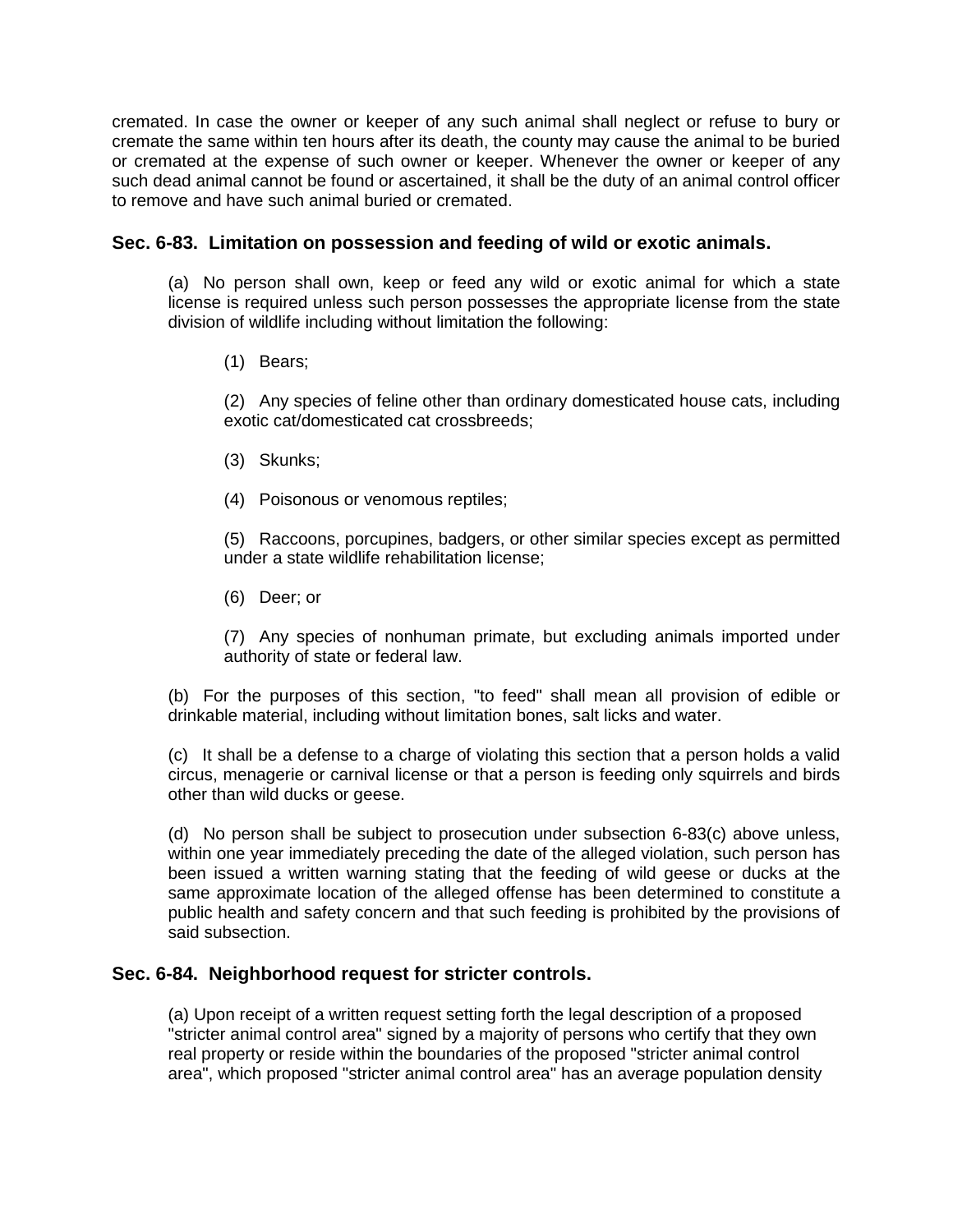cremated. In case the owner or keeper of any such animal shall neglect or refuse to bury or cremate the same within ten hours after its death, the county may cause the animal to be buried or cremated at the expense of such owner or keeper. Whenever the owner or keeper of any such dead animal cannot be found or ascertained, it shall be the duty of an animal control officer to remove and have such animal buried or cremated.

### Sec. 6-83. Limitation on possession and feeding of wild or exotic animals.

(a) No person shall own, keep or feed any wild or exotic animal for which a state license is required unless such person possesses the appropriate license from the state division of wildlife including without limitation the following:

(1) Bears;

(2) Any species of feline other than ordinary domesticated house cats, including exotic cat/domesticated cat crossbreeds;

(3) Skunks;

(4) Poisonous or venomous reptiles;

(5) Raccoons, porcupines, badgers, or other similar species except as permitted under a state wildlife rehabilitation license;

(6) Deer; or

(7) Any species of nonhuman primate, but excluding animals imported under authority of state or federal law.

(b) For the purposes of this section, "to feed" shall mean all provision of edible or drinkable material, including without limitation bones, salt licks and water.

(c) It shall be a defense to a charge of violating this section that a person holds a valid circus, menagerie or carnival license or that a person is feeding only squirrels and birds other than wild ducks or geese.

(d) No person shall be subject to prosecution under subsection 6-83(c) above unless, within one year immediately preceding the date of the alleged violation, such person has been issued a written warning stating that the feeding of wild geese or ducks at the same approximate location of the alleged offense has been determined to constitute a public health and safety concern and that such feeding is prohibited by the provisions of said subsection.

### Sec. 6-84. Neighborhood request for stricter controls.

(a) Upon receipt of a written request setting forth the legal description of a proposed "stricter animal control area" signed by a majority of persons who certify that they own real property or reside within the boundaries of the proposed "stricter animal control area", which proposed "stricter animal control area" has an average population density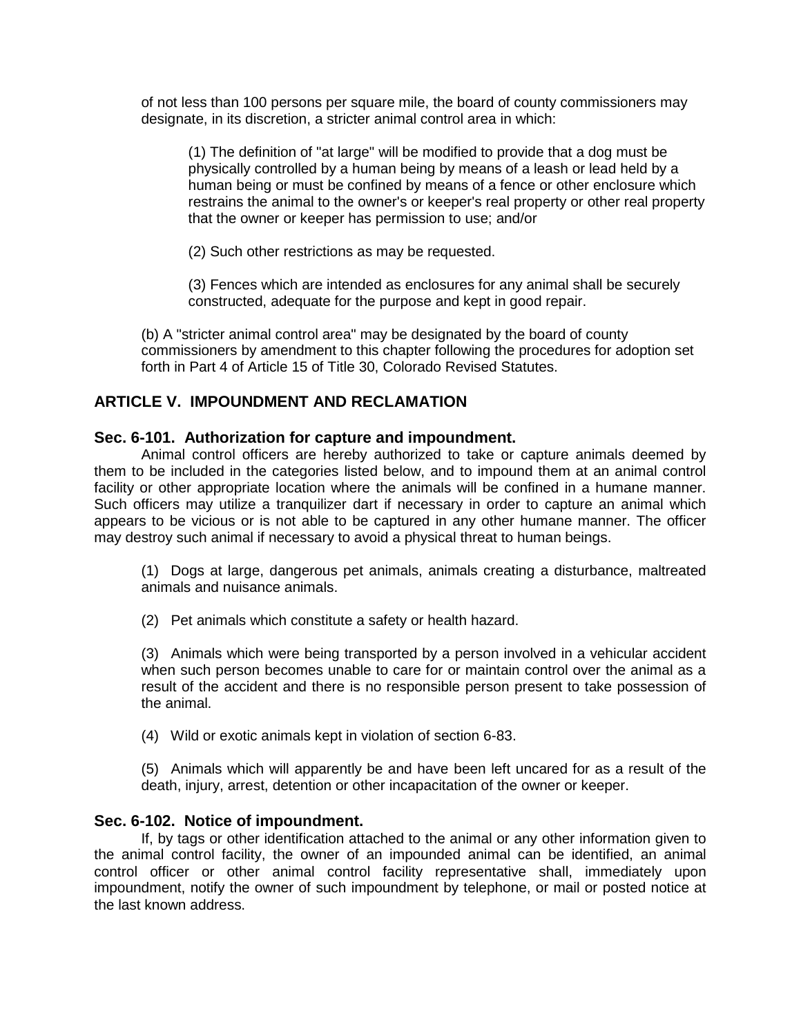of not less than 100 persons per square mile, the board of county commissioners may designate, in its discretion, a stricter animal control area in which:

(1) The definition of "at large" will be modified to provide that a dog must be physically controlled by a human being by means of a leash or lead held by a human being or must be confined by means of a fence or other enclosure which restrains the animal to the owner's or keeper's real property or other real property that the owner or keeper has permission to use; and/or

(2) Such other restrictions as may be requested.

(3) Fences which are intended as enclosures for any animal shall be securely constructed, adequate for the purpose and kept in good repair.

(b) A "stricter animal control area" may be designated by the board of county commissioners by amendment to this chapter following the procedures for adoption set forth in Part 4 of Article 15 of Title 30, Colorado Revised Statutes.

## ARTICLE V. IMPOUNDMENT AND RECLAMATION

### Sec. 6-101. Authorization for capture and impoundment.

Animal control officers are hereby authorized to take or capture animals deemed by them to be included in the categories listed below, and to impound them at an animal control facility or other appropriate location where the animals will be confined in a humane manner. Such officers may utilize a tranquilizer dart if necessary in order to capture an animal which appears to be vicious or is not able to be captured in any other humane manner. The officer may destroy such animal if necessary to avoid a physical threat to human beings.

(1) Dogs at large, dangerous pet animals, animals creating a disturbance, maltreated animals and nuisance animals.

(2) Pet animals which constitute a safety or health hazard.

(3) Animals which were being transported by a person involved in a vehicular accident when such person becomes unable to care for or maintain control over the animal as a result of the accident and there is no responsible person present to take possession of the animal.

(4) Wild or exotic animals kept in violation of section 6-83.

(5) Animals which will apparently be and have been left uncared for as a result of the death, injury, arrest, detention or other incapacitation of the owner or keeper.

### Sec. 6-102. Notice of impoundment.

If, by tags or other identification attached to the animal or any other information given to the animal control facility, the owner of an impounded animal can be identified, an animal control officer or other animal control facility representative shall, immediately upon impoundment, notify the owner of such impoundment by telephone, or mail or posted notice at the last known address.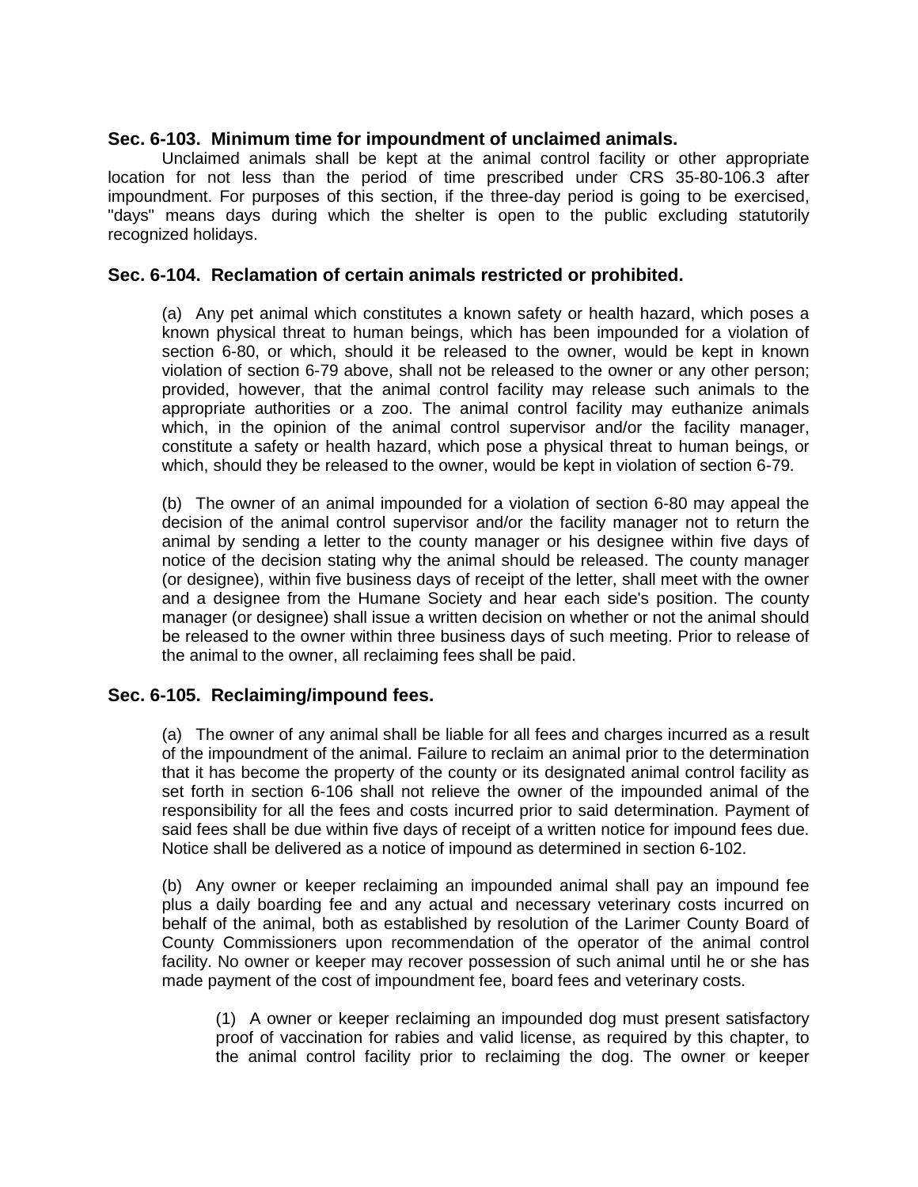### Sec. 6-103. Minimum time for impoundment of unclaimed animals.

Unclaimed animals shall be kept at the animal control facility or other appropriate location for not less than the period of time prescribed under CRS 35-80-106.3 after impoundment. For purposes of this section, if the three-day period is going to be exercised, "days" means days during which the shelter is open to the public excluding statutorily recognized holidays.

### Sec. 6-104. Reclamation of certain animals restricted or prohibited.

(a) Any pet animal which constitutes a known safety or health hazard, which poses a known physical threat to human beings, which has been impounded for a violation of section 6-80, or which, should it be released to the owner, would be kept in known violation of section 6-79 above, shall not be released to the owner or any other person; provided, however, that the animal control facility may release such animals to the appropriate authorities or a zoo. The animal control facility may euthanize animals which, in the opinion of the animal control supervisor and/or the facility manager, constitute a safety or health hazard, which pose a physical threat to human beings, or which, should they be released to the owner, would be kept in violation of section 6-79.

(b) The owner of an animal impounded for a violation of section 6-80 may appeal the decision of the animal control supervisor and/or the facility manager not to return the animal by sending a letter to the county manager or his designee within five days of notice of the decision stating why the animal should be released. The county manager (or designee), within five business days of receipt of the letter, shall meet with the owner and a designee from the Humane Society and hear each side's position. The county manager (or designee) shall issue a written decision on whether or not the animal should be released to the owner within three business days of such meeting. Prior to release of the animal to the owner, all reclaiming fees shall be paid.

### Sec. 6-105. Reclaiming/impound fees.

(a) The owner of any animal shall be liable for all fees and charges incurred as a result of the impoundment of the animal. Failure to reclaim an animal prior to the determination that it has become the property of the county or its designated animal control facility as set forth in section 6-106 shall not relieve the owner of the impounded animal of the responsibility for all the fees and costs incurred prior to said determination. Payment of said fees shall be due within five days of receipt of a written notice for impound fees due. Notice shall be delivered as a notice of impound as determined in section 6-102.

(b) Any owner or keeper reclaiming an impounded animal shall pay an impound fee plus a daily boarding fee and any actual and necessary veterinary costs incurred on behalf of the animal, both as established by resolution of the Larimer County Board of County Commissioners upon recommendation of the operator of the animal control facility. No owner or keeper may recover possession of such animal until he or she has made payment of the cost of impoundment fee, board fees and veterinary costs.

(1) A owner or keeper reclaiming an impounded dog must present satisfactory proof of vaccination for rabies and valid license, as required by this chapter, to the animal control facility prior to reclaiming the dog. The owner or keeper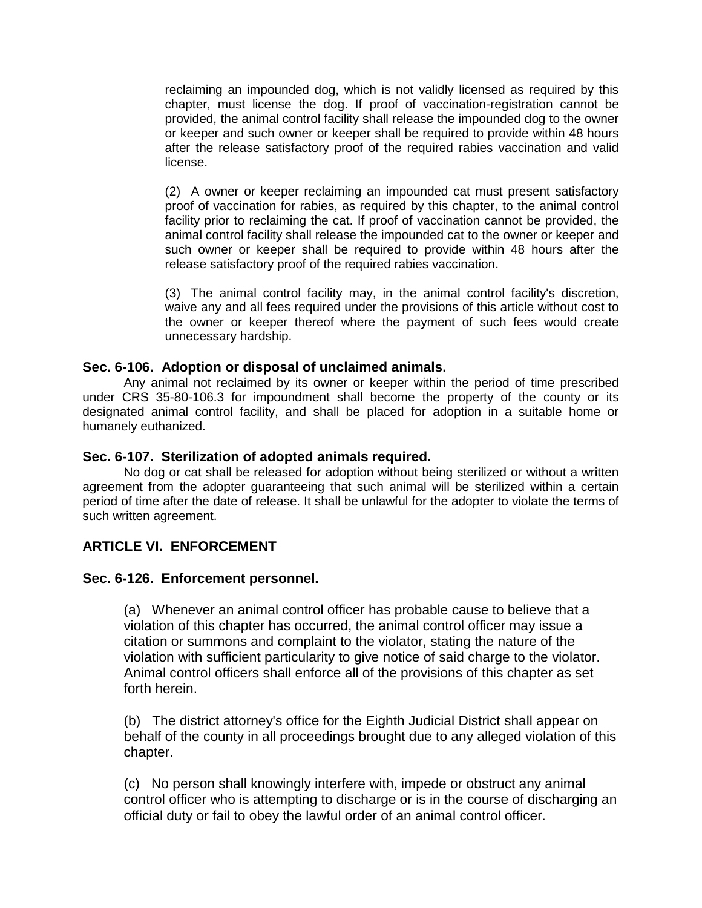reclaiming an impounded dog, which is not validly licensed as required by this chapter, must license the dog. If proof of vaccination-registration cannot be provided, the animal control facility shall release the impounded dog to the owner or keeper and such owner or keeper shall be required to provide within 48 hours after the release satisfactory proof of the required rabies vaccination and valid license.

(2) A owner or keeper reclaiming an impounded cat must present satisfactory proof of vaccination for rabies, as required by this chapter, to the animal control facility prior to reclaiming the cat. If proof of vaccination cannot be provided, the animal control facility shall release the impounded cat to the owner or keeper and such owner or keeper shall be required to provide within 48 hours after the release satisfactory proof of the required rabies vaccination.

(3) The animal control facility may, in the animal control facility's discretion, waive any and all fees required under the provisions of this article without cost to the owner or keeper thereof where the payment of such fees would create unnecessary hardship.

### Sec. 6-106. Adoption or disposal of unclaimed animals.

Any animal not reclaimed by its owner or keeper within the period of time prescribed under CRS 35-80-106.3 for impoundment shall become the property of the county or its designated animal control facility, and shall be placed for adoption in a suitable home or humanely euthanized.

### Sec. 6-107. Sterilization of adopted animals required.

No dog or cat shall be released for adoption without being sterilized or without a written agreement from the adopter guaranteeing that such animal will be sterilized within a certain period of time after the date of release. It shall be unlawful for the adopter to violate the terms of such written agreement.

## ARTICLE VI. ENFORCEMENT

### Sec. 6-126. Enforcement personnel.

(a) Whenever an animal control officer has probable cause to believe that a violation of this chapter has occurred, the animal control officer may issue a citation or summons and complaint to the violator, stating the nature of the violation with sufficient particularity to give notice of said charge to the violator. Animal control officers shall enforce all of the provisions of this chapter as set forth herein.

(b) The district attorney's office for the Eighth Judicial District shall appear on behalf of the county in all proceedings brought due to any alleged violation of this chapter.

(c) No person shall knowingly interfere with, impede or obstruct any animal control officer who is attempting to discharge or is in the course of discharging an official duty or fail to obey the lawful order of an animal control officer.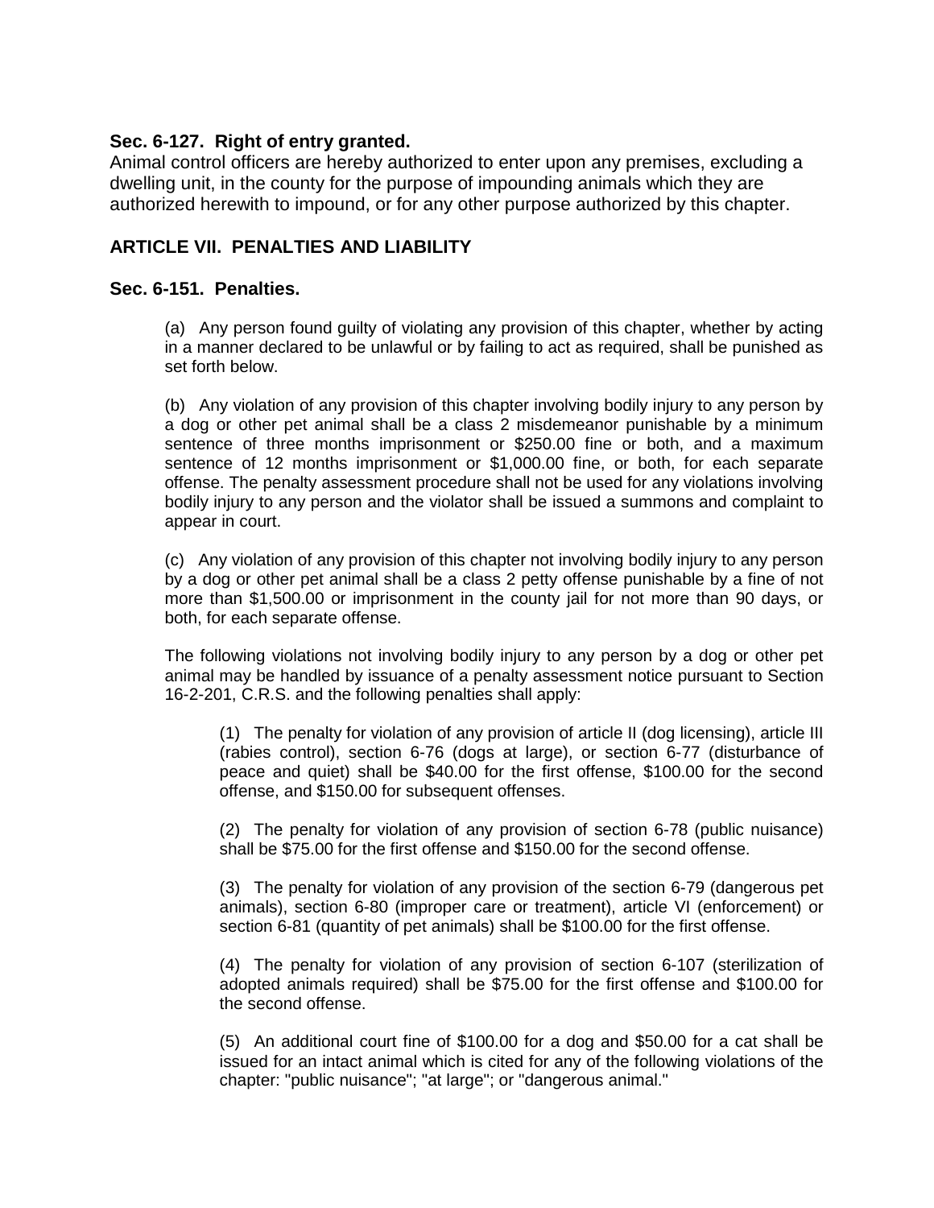**Sec. 6-127. Right of entry granted.**

Animal control officers are hereby authorized to enter upon any premises, excluding a dwelling unit, in the county for the purpose of impounding animals which they are authorized herewith to impound, or for any other purpose authorized by this chapter.

## ARTICLE VII. PENALTIES AND LIABILITY

**Sec. 6-151. Penalties.**

(a) Any person found guilty of violating any provision of this chapter, whether by acting in a manner declared to be unlawful or by failing to act as required, shall be punished as set forth below.

(b) Any violation of any provision of this chapter involving bodily injury to any person by a dog or other pet animal shall be a class 2 misdemeanor punishable by a minimum sentence of three months imprisonment or $250.00 fine or both, and a maximum sentence of 12 months imprisonment or $1,000.00 fine, or both, for each separate offense. The penalty assessment procedure shall not be used for any violations involving bodily injury to any person and the violator shall be issued a summons and complaint to appear in court.

(c) Any violation of any provision of this chapter not involving bodily injury to any person by a dog or other pet animal shall be a class 2 petty offense punishable by a fine of not more than $1,500.00 or imprisonment in the county jail for not more than 90 days, or both, for each separate offense.

The following violations not involving bodily injury to any person by a dog or other pet animal may be handled by issuance of a penalty assessment notice pursuant to Section 16-2-201, C.R.S. and the following penalties shall apply:

(1) The penalty for violation of any provision of article II (dog licensing), article III (rabies control), section 6-76 (dogs at large), or section 6-77 (disturbance of peace and quiet) shall be $40.00 for the first offense, $100.00 for the second offense, and $150.00 for subsequent offenses.

(2) The penalty for violation of any provision of section 6-78 (public nuisance) shall be $75.00 for the first offense and $150.00 for the second offense.

(3) The penalty for violation of any provision of the section 6-79 (dangerous pet animals), section 6-80 (improper care or treatment), article VI (enforcement) or section 6-81 (quantity of pet animals) shall be $100.00 for the first offense.

(4) The penalty for violation of any provision of section 6-107 (sterilization of adopted animals required) shall be $75.00 for the first offense and $100.00 for the second offense.

(5) An additional court fine of $100.00 for a dog and $50.00 for a cat shall be issued for an intact animal which is cited for any of the following violations of the chapter: "public nuisance"; "at large"; or "dangerous animal."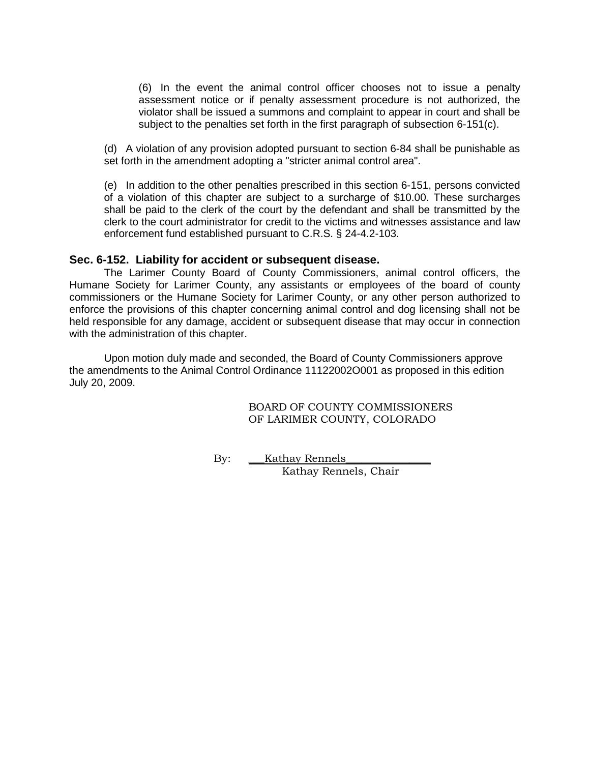(6) In the event the animal control officer chooses not to issue a penalty assessment notice or if penalty assessment procedure is not authorized, the violator shall be issued a summons and complaint to appear in court and shall be subject to the penalties set forth in the first paragraph of subsection 6-151(c).

(d) A violation of any provision adopted pursuant to section 6-84 shall be punishable as set forth in the amendment adopting a "stricter animal control area".

(e) In addition to the other penalties prescribed in this section 6-151, persons convicted of a violation of this chapter are subject to a surcharge of $10.00. These surcharges shall be paid to the clerk of the court by the defendant and shall be transmitted by the clerk to the court administrator for credit to the victims and witnesses assistance and law enforcement fund established pursuant to C.R.S. § 24-4.2-103.

### Sec. 6-152. Liability for accident or subsequent disease.

The Larimer County Board of County Commissioners, animal control officers, the Humane Society for Larimer County, any assistants or employees of the board of county commissioners or the Humane Society for Larimer County, or any other person authorized to enforce the provisions of this chapter concerning animal control and dog licensing shall not be held responsible for any damage, accident or subsequent disease that may occur in connection with the administration of this chapter.

Upon motion duly made and seconded, the Board of County Commissioners approve the amendments to the Animal Control Ordinance 11122002O001 as proposed in this edition July 20, 2009.

BOARD OF COUNTY COMMISSIONERS
OF LARIMER COUNTY, COLORADO

By: ___Kathay Rennels______________
Kathay Rennels, Chair